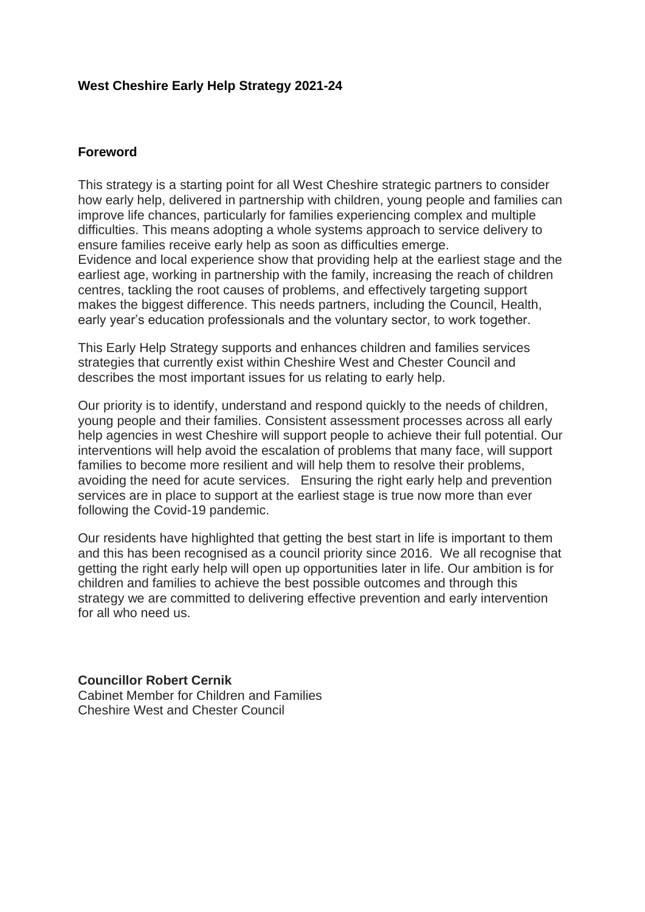# West Cheshire Early Help Strategy 2021-24

## Foreword

This strategy is a starting point for all West Cheshire strategic partners to consider how early help, delivered in partnership with children, young people and families can improve life chances, particularly for families experiencing complex and multiple difficulties. This means adopting a whole systems approach to service delivery to ensure families receive early help as soon as difficulties emerge.
Evidence and local experience show that providing help at the earliest stage and the earliest age, working in partnership with the family, increasing the reach of children centres, tackling the root causes of problems, and effectively targeting support makes the biggest difference. This needs partners, including the Council, Health, early year's education professionals and the voluntary sector, to work together.

This Early Help Strategy supports and enhances children and families services strategies that currently exist within Cheshire West and Chester Council and describes the most important issues for us relating to early help.

Our priority is to identify, understand and respond quickly to the needs of children, young people and their families. Consistent assessment processes across all early help agencies in west Cheshire will support people to achieve their full potential. Our interventions will help avoid the escalation of problems that many face, will support families to become more resilient and will help them to resolve their problems, avoiding the need for acute services. Ensuring the right early help and prevention services are in place to support at the earliest stage is true now more than ever following the Covid-19 pandemic.

Our residents have highlighted that getting the best start in life is important to them and this has been recognised as a council priority since 2016. We all recognise that getting the right early help will open up opportunities later in life. Our ambition is for children and families to achieve the best possible outcomes and through this strategy we are committed to delivering effective prevention and early intervention for all who need us.

**Councillor Robert Cernik**
Cabinet Member for Children and Families
Cheshire West and Chester Council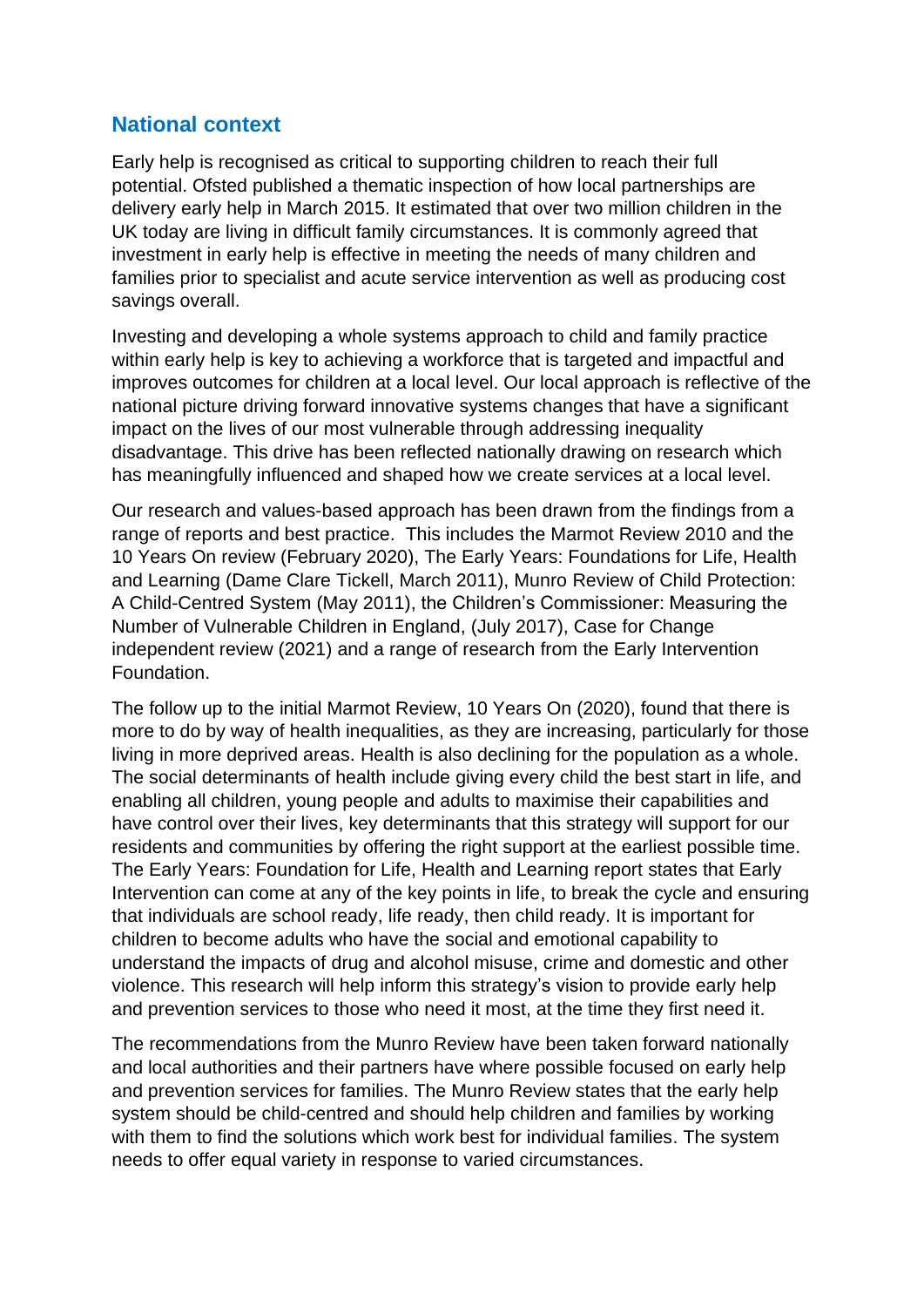## National context

Early help is recognised as critical to supporting children to reach their full potential. Ofsted published a thematic inspection of how local partnerships are delivery early help in March 2015. It estimated that over two million children in the UK today are living in difficult family circumstances. It is commonly agreed that investment in early help is effective in meeting the needs of many children and families prior to specialist and acute service intervention as well as producing cost savings overall.

Investing and developing a whole systems approach to child and family practice within early help is key to achieving a workforce that is targeted and impactful and improves outcomes for children at a local level. Our local approach is reflective of the national picture driving forward innovative systems changes that have a significant impact on the lives of our most vulnerable through addressing inequality disadvantage. This drive has been reflected nationally drawing on research which has meaningfully influenced and shaped how we create services at a local level.

Our research and values-based approach has been drawn from the findings from a range of reports and best practice. This includes the Marmot Review 2010 and the 10 Years On review (February 2020), The Early Years: Foundations for Life, Health and Learning (Dame Clare Tickell, March 2011), Munro Review of Child Protection: A Child-Centred System (May 2011), the Children's Commissioner: Measuring the Number of Vulnerable Children in England, (July 2017), Case for Change independent review (2021) and a range of research from the Early Intervention Foundation.

The follow up to the initial Marmot Review, 10 Years On (2020), found that there is more to do by way of health inequalities, as they are increasing, particularly for those living in more deprived areas. Health is also declining for the population as a whole. The social determinants of health include giving every child the best start in life, and enabling all children, young people and adults to maximise their capabilities and have control over their lives, key determinants that this strategy will support for our residents and communities by offering the right support at the earliest possible time. The Early Years: Foundation for Life, Health and Learning report states that Early Intervention can come at any of the key points in life, to break the cycle and ensuring that individuals are school ready, life ready, then child ready. It is important for children to become adults who have the social and emotional capability to understand the impacts of drug and alcohol misuse, crime and domestic and other violence. This research will help inform this strategy's vision to provide early help and prevention services to those who need it most, at the time they first need it.

The recommendations from the Munro Review have been taken forward nationally and local authorities and their partners have where possible focused on early help and prevention services for families. The Munro Review states that the early help system should be child-centred and should help children and families by working with them to find the solutions which work best for individual families. The system needs to offer equal variety in response to varied circumstances.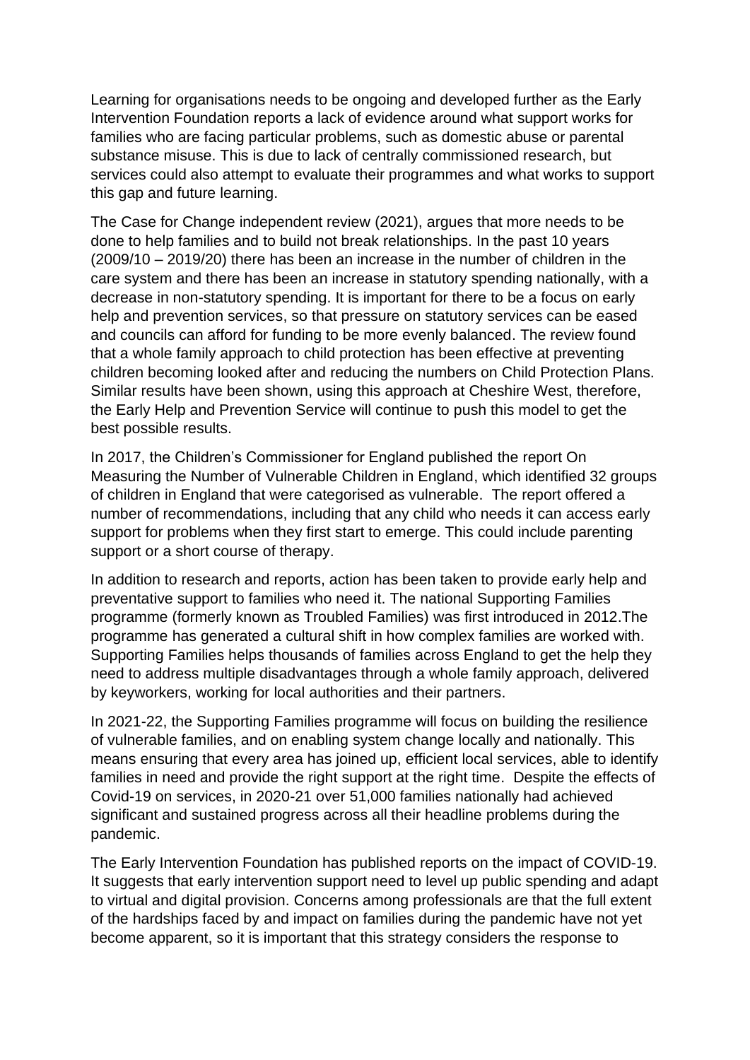Learning for organisations needs to be ongoing and developed further as the Early Intervention Foundation reports a lack of evidence around what support works for families who are facing particular problems, such as domestic abuse or parental substance misuse. This is due to lack of centrally commissioned research, but services could also attempt to evaluate their programmes and what works to support this gap and future learning.

The Case for Change independent review (2021), argues that more needs to be done to help families and to build not break relationships. In the past 10 years (2009/10 – 2019/20) there has been an increase in the number of children in the care system and there has been an increase in statutory spending nationally, with a decrease in non-statutory spending. It is important for there to be a focus on early help and prevention services, so that pressure on statutory services can be eased and councils can afford for funding to be more evenly balanced. The review found that a whole family approach to child protection has been effective at preventing children becoming looked after and reducing the numbers on Child Protection Plans. Similar results have been shown, using this approach at Cheshire West, therefore, the Early Help and Prevention Service will continue to push this model to get the best possible results.

In 2017, the Children's Commissioner for England published the report On Measuring the Number of Vulnerable Children in England, which identified 32 groups of children in England that were categorised as vulnerable. The report offered a number of recommendations, including that any child who needs it can access early support for problems when they first start to emerge. This could include parenting support or a short course of therapy.

In addition to research and reports, action has been taken to provide early help and preventative support to families who need it. The national Supporting Families programme (formerly known as Troubled Families) was first introduced in 2012.The programme has generated a cultural shift in how complex families are worked with. Supporting Families helps thousands of families across England to get the help they need to address multiple disadvantages through a whole family approach, delivered by keyworkers, working for local authorities and their partners.

In 2021-22, the Supporting Families programme will focus on building the resilience of vulnerable families, and on enabling system change locally and nationally. This means ensuring that every area has joined up, efficient local services, able to identify families in need and provide the right support at the right time. Despite the effects of Covid-19 on services, in 2020-21 over 51,000 families nationally had achieved significant and sustained progress across all their headline problems during the pandemic.

The Early Intervention Foundation has published reports on the impact of COVID-19. It suggests that early intervention support need to level up public spending and adapt to virtual and digital provision. Concerns among professionals are that the full extent of the hardships faced by and impact on families during the pandemic have not yet become apparent, so it is important that this strategy considers the response to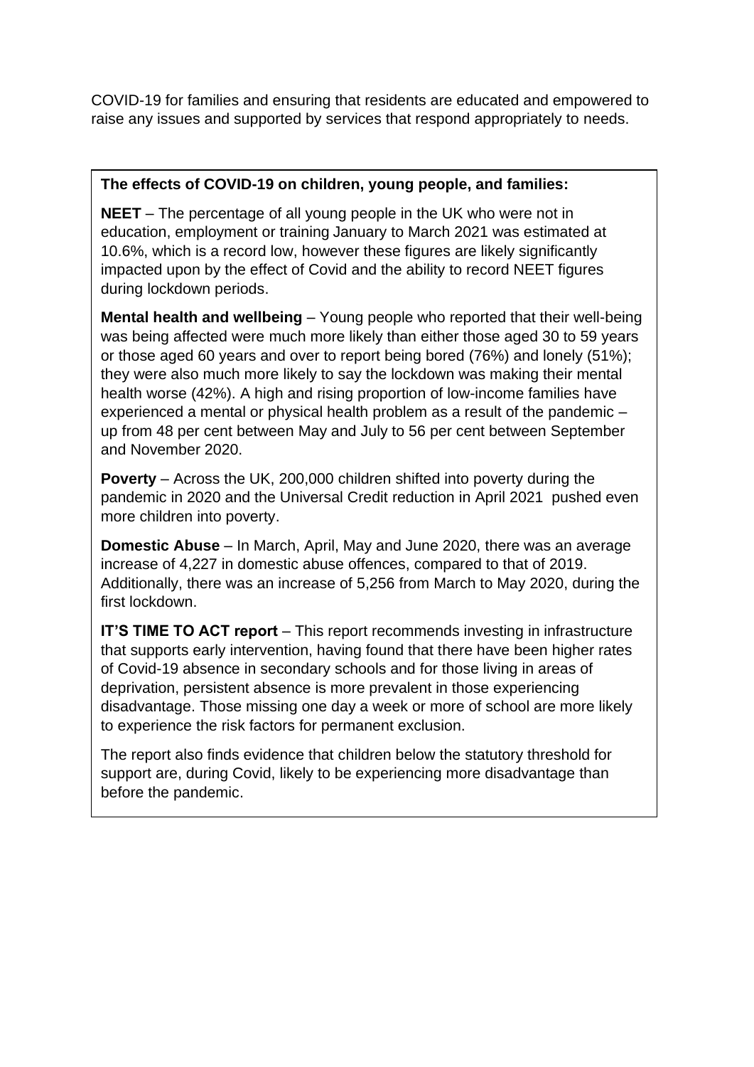COVID-19 for families and ensuring that residents are educated and empowered to raise any issues and supported by services that respond appropriately to needs.

**The effects of COVID-19 on children, young people, and families:**

**NEET** – The percentage of all young people in the UK who were not in education, employment or training January to March 2021 was estimated at 10.6%, which is a record low, however these figures are likely significantly impacted upon by the effect of Covid and the ability to record NEET figures during lockdown periods.

**Mental health and wellbeing** – Young people who reported that their well-being was being affected were much more likely than either those aged 30 to 59 years or those aged 60 years and over to report being bored (76%) and lonely (51%); they were also much more likely to say the lockdown was making their mental health worse (42%). A high and rising proportion of low-income families have experienced a mental or physical health problem as a result of the pandemic – up from 48 per cent between May and July to 56 per cent between September and November 2020.

**Poverty** – Across the UK, 200,000 children shifted into poverty during the pandemic in 2020 and the Universal Credit reduction in April 2021 pushed even more children into poverty.

**Domestic Abuse** – In March, April, May and June 2020, there was an average increase of 4,227 in domestic abuse offences, compared to that of 2019. Additionally, there was an increase of 5,256 from March to May 2020, during the first lockdown.

**IT'S TIME TO ACT report** – This report recommends investing in infrastructure that supports early intervention, having found that there have been higher rates of Covid-19 absence in secondary schools and for those living in areas of deprivation, persistent absence is more prevalent in those experiencing disadvantage. Those missing one day a week or more of school are more likely to experience the risk factors for permanent exclusion.

The report also finds evidence that children below the statutory threshold for support are, during Covid, likely to be experiencing more disadvantage than before the pandemic.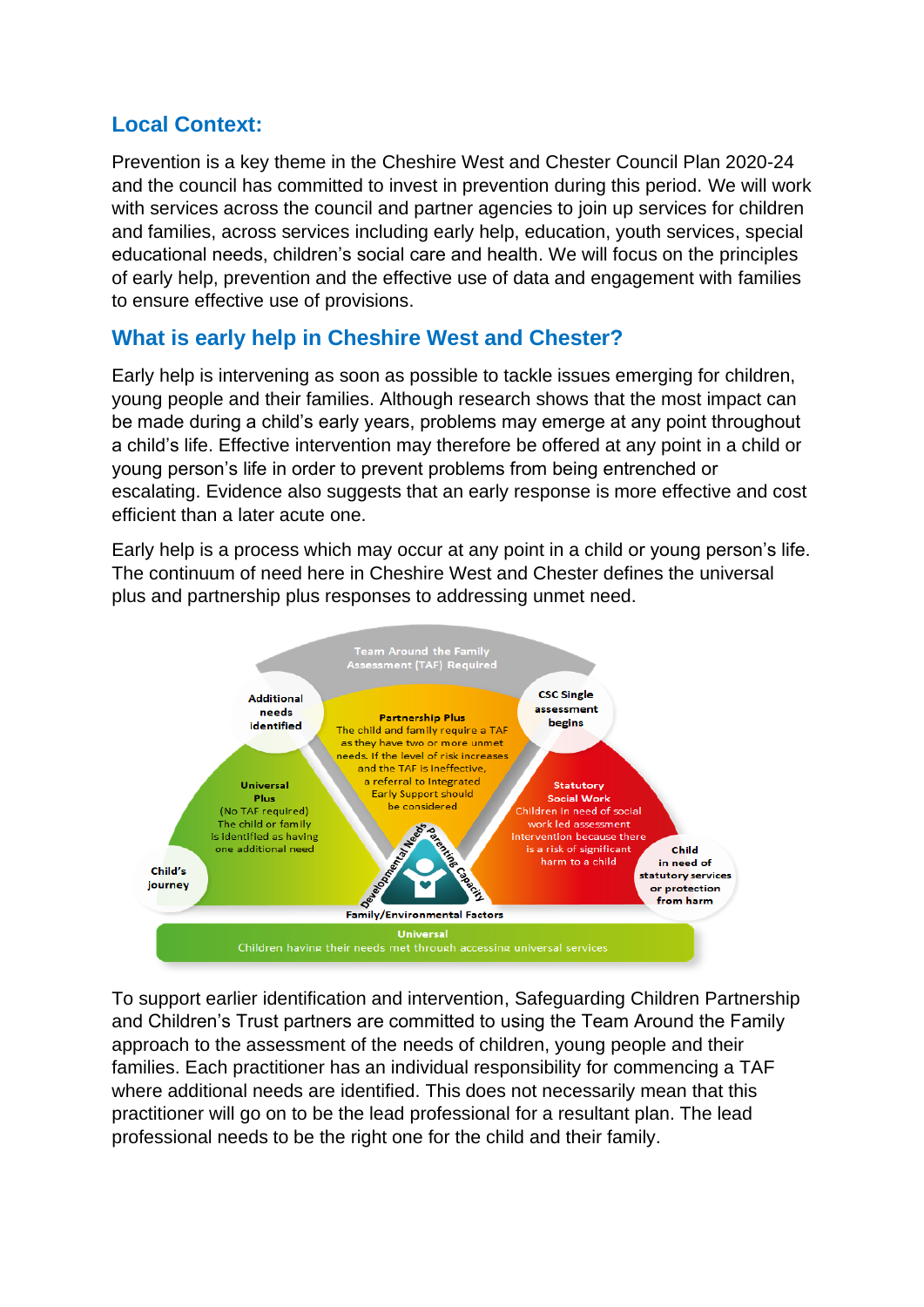## Local Context:

Prevention is a key theme in the Cheshire West and Chester Council Plan 2020-24 and the council has committed to invest in prevention during this period. We will work with services across the council and partner agencies to join up services for children and families, across services including early help, education, youth services, special educational needs, children's social care and health. We will focus on the principles of early help, prevention and the effective use of data and engagement with families to ensure effective use of provisions.

## What is early help in Cheshire West and Chester?

Early help is intervening as soon as possible to tackle issues emerging for children, young people and their families. Although research shows that the most impact can be made during a child's early years, problems may emerge at any point throughout a child's life. Effective intervention may therefore be offered at any point in a child or young person's life in order to prevent problems from being entrenched or escalating. Evidence also suggests that an early response is more effective and cost efficient than a later acute one.

Early help is a process which may occur at any point in a child or young person's life. The continuum of need here in Cheshire West and Chester defines the universal plus and partnership plus responses to addressing unmet need.

Team Around the Family Assessment (TAF) Required

Additional needs identified

**Partnership Plus**
The child and family require a TAF as they have two or more unmet needs. If the level of risk increases and the TAF is ineffective, a referral to Integrated Early Support should be considered

CSC Single assessment begins

**Universal Plus**
(No TAF required)
The child or family is identified as having one additional need

**Statutory Social Work**
Children in need of social work led assessment intervention because there is a risk of significant harm to a child

Child's journey

Developmental Needs – Parenting Capacity – Family/Environmental Factors

Child in need of statutory services or protection from harm

**Universal**
Children having their needs met through accessing universal services

To support earlier identification and intervention, Safeguarding Children Partnership and Children's Trust partners are committed to using the Team Around the Family approach to the assessment of the needs of children, young people and their families. Each practitioner has an individual responsibility for commencing a TAF where additional needs are identified. This does not necessarily mean that this practitioner will go on to be the lead professional for a resultant plan. The lead professional needs to be the right one for the child and their family.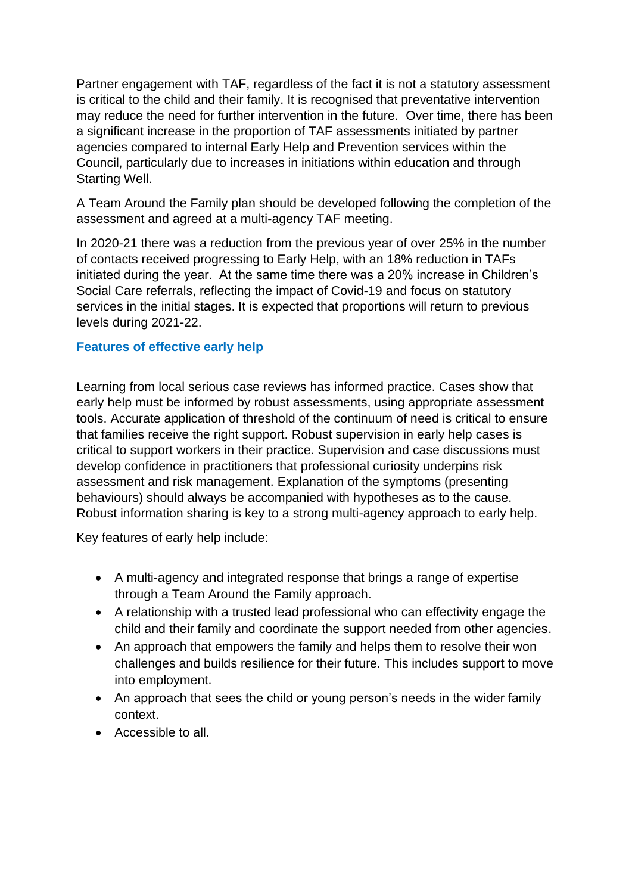Partner engagement with TAF, regardless of the fact it is not a statutory assessment is critical to the child and their family. It is recognised that preventative intervention may reduce the need for further intervention in the future. Over time, there has been a significant increase in the proportion of TAF assessments initiated by partner agencies compared to internal Early Help and Prevention services within the Council, particularly due to increases in initiations within education and through Starting Well.

A Team Around the Family plan should be developed following the completion of the assessment and agreed at a multi-agency TAF meeting.

In 2020-21 there was a reduction from the previous year of over 25% in the number of contacts received progressing to Early Help, with an 18% reduction in TAFs initiated during the year. At the same time there was a 20% increase in Children's Social Care referrals, reflecting the impact of Covid-19 and focus on statutory services in the initial stages. It is expected that proportions will return to previous levels during 2021-22.

### Features of effective early help

Learning from local serious case reviews has informed practice. Cases show that early help must be informed by robust assessments, using appropriate assessment tools. Accurate application of threshold of the continuum of need is critical to ensure that families receive the right support. Robust supervision in early help cases is critical to support workers in their practice. Supervision and case discussions must develop confidence in practitioners that professional curiosity underpins risk assessment and risk management. Explanation of the symptoms (presenting behaviours) should always be accompanied with hypotheses as to the cause. Robust information sharing is key to a strong multi-agency approach to early help.

Key features of early help include:

- A multi-agency and integrated response that brings a range of expertise through a Team Around the Family approach.
- A relationship with a trusted lead professional who can effectivity engage the child and their family and coordinate the support needed from other agencies.
- An approach that empowers the family and helps them to resolve their won challenges and builds resilience for their future. This includes support to move into employment.
- An approach that sees the child or young person's needs in the wider family context.
- Accessible to all.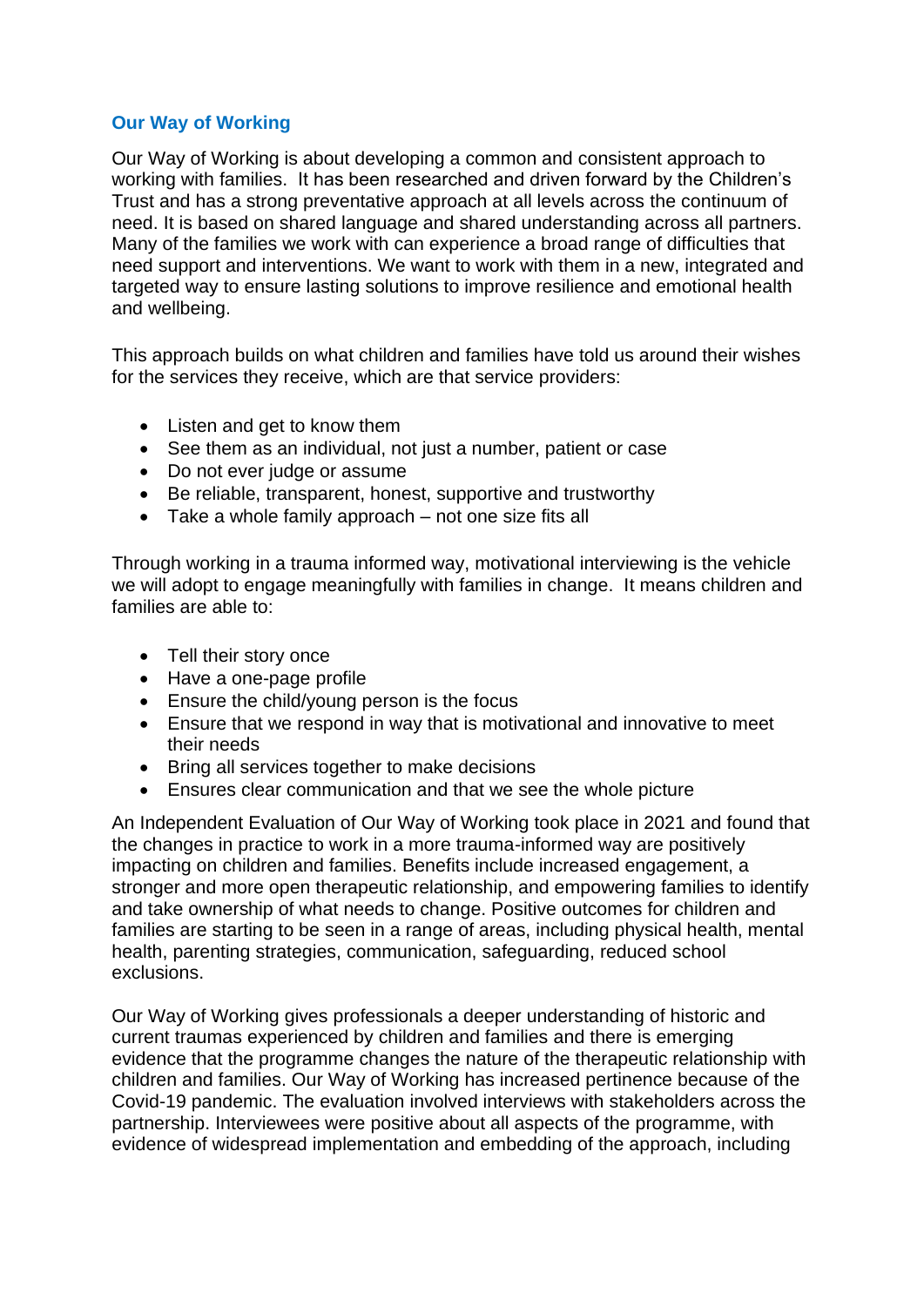## Our Way of Working

Our Way of Working is about developing a common and consistent approach to working with families. It has been researched and driven forward by the Children's Trust and has a strong preventative approach at all levels across the continuum of need. It is based on shared language and shared understanding across all partners. Many of the families we work with can experience a broad range of difficulties that need support and interventions. We want to work with them in a new, integrated and targeted way to ensure lasting solutions to improve resilience and emotional health and wellbeing.

This approach builds on what children and families have told us around their wishes for the services they receive, which are that service providers:

- Listen and get to know them
- See them as an individual, not just a number, patient or case
- Do not ever judge or assume
- Be reliable, transparent, honest, supportive and trustworthy
- Take a whole family approach – not one size fits all

Through working in a trauma informed way, motivational interviewing is the vehicle we will adopt to engage meaningfully with families in change. It means children and families are able to:

- Tell their story once
- Have a one-page profile
- Ensure the child/young person is the focus
- Ensure that we respond in way that is motivational and innovative to meet their needs
- Bring all services together to make decisions
- Ensures clear communication and that we see the whole picture

An Independent Evaluation of Our Way of Working took place in 2021 and found that the changes in practice to work in a more trauma-informed way are positively impacting on children and families. Benefits include increased engagement, a stronger and more open therapeutic relationship, and empowering families to identify and take ownership of what needs to change. Positive outcomes for children and families are starting to be seen in a range of areas, including physical health, mental health, parenting strategies, communication, safeguarding, reduced school exclusions.

Our Way of Working gives professionals a deeper understanding of historic and current traumas experienced by children and families and there is emerging evidence that the programme changes the nature of the therapeutic relationship with children and families. Our Way of Working has increased pertinence because of the Covid-19 pandemic. The evaluation involved interviews with stakeholders across the partnership. Interviewees were positive about all aspects of the programme, with evidence of widespread implementation and embedding of the approach, including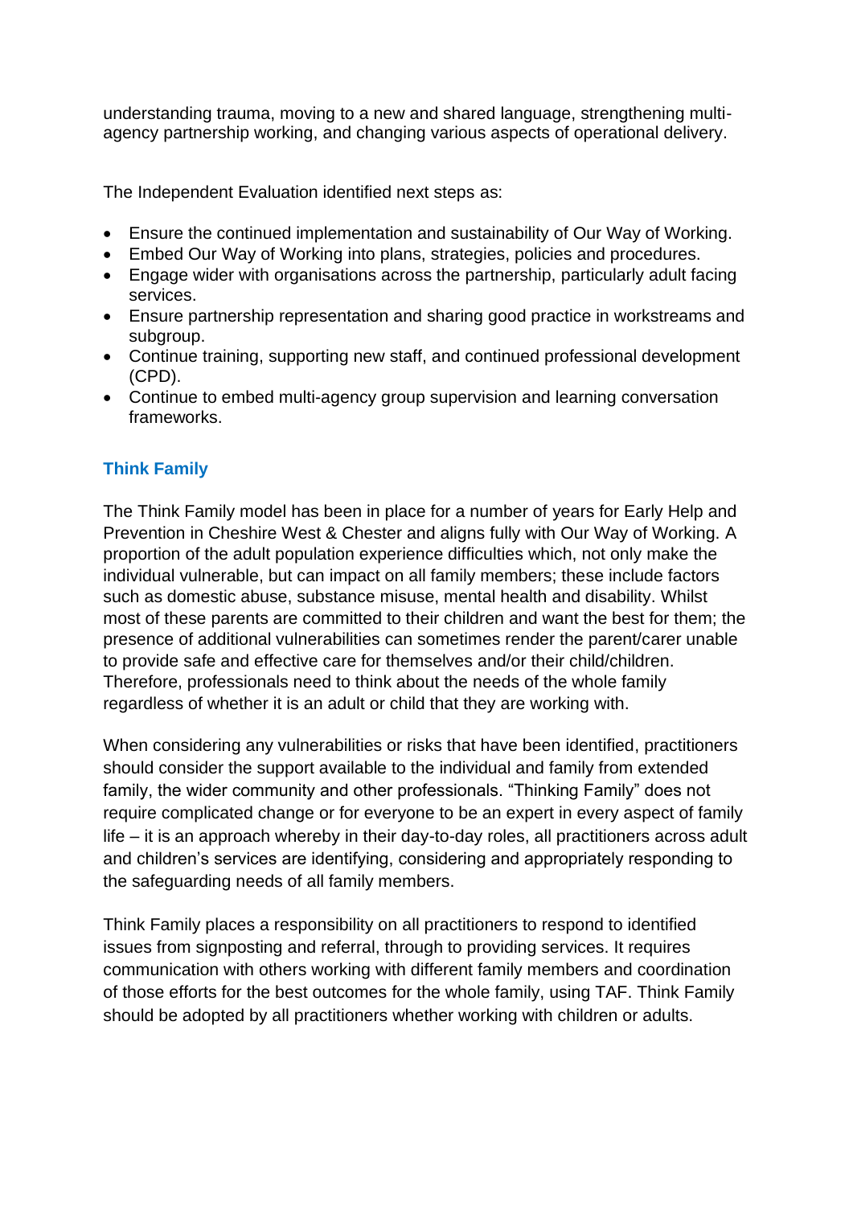understanding trauma, moving to a new and shared language, strengthening multi-agency partnership working, and changing various aspects of operational delivery.

The Independent Evaluation identified next steps as:

- Ensure the continued implementation and sustainability of Our Way of Working.
- Embed Our Way of Working into plans, strategies, policies and procedures.
- Engage wider with organisations across the partnership, particularly adult facing services.
- Ensure partnership representation and sharing good practice in workstreams and subgroup.
- Continue training, supporting new staff, and continued professional development (CPD).
- Continue to embed multi-agency group supervision and learning conversation frameworks.

### Think Family

The Think Family model has been in place for a number of years for Early Help and Prevention in Cheshire West & Chester and aligns fully with Our Way of Working. A proportion of the adult population experience difficulties which, not only make the individual vulnerable, but can impact on all family members; these include factors such as domestic abuse, substance misuse, mental health and disability. Whilst most of these parents are committed to their children and want the best for them; the presence of additional vulnerabilities can sometimes render the parent/carer unable to provide safe and effective care for themselves and/or their child/children. Therefore, professionals need to think about the needs of the whole family regardless of whether it is an adult or child that they are working with.

When considering any vulnerabilities or risks that have been identified, practitioners should consider the support available to the individual and family from extended family, the wider community and other professionals. "Thinking Family" does not require complicated change or for everyone to be an expert in every aspect of family life – it is an approach whereby in their day-to-day roles, all practitioners across adult and children's services are identifying, considering and appropriately responding to the safeguarding needs of all family members.

Think Family places a responsibility on all practitioners to respond to identified issues from signposting and referral, through to providing services. It requires communication with others working with different family members and coordination of those efforts for the best outcomes for the whole family, using TAF. Think Family should be adopted by all practitioners whether working with children or adults.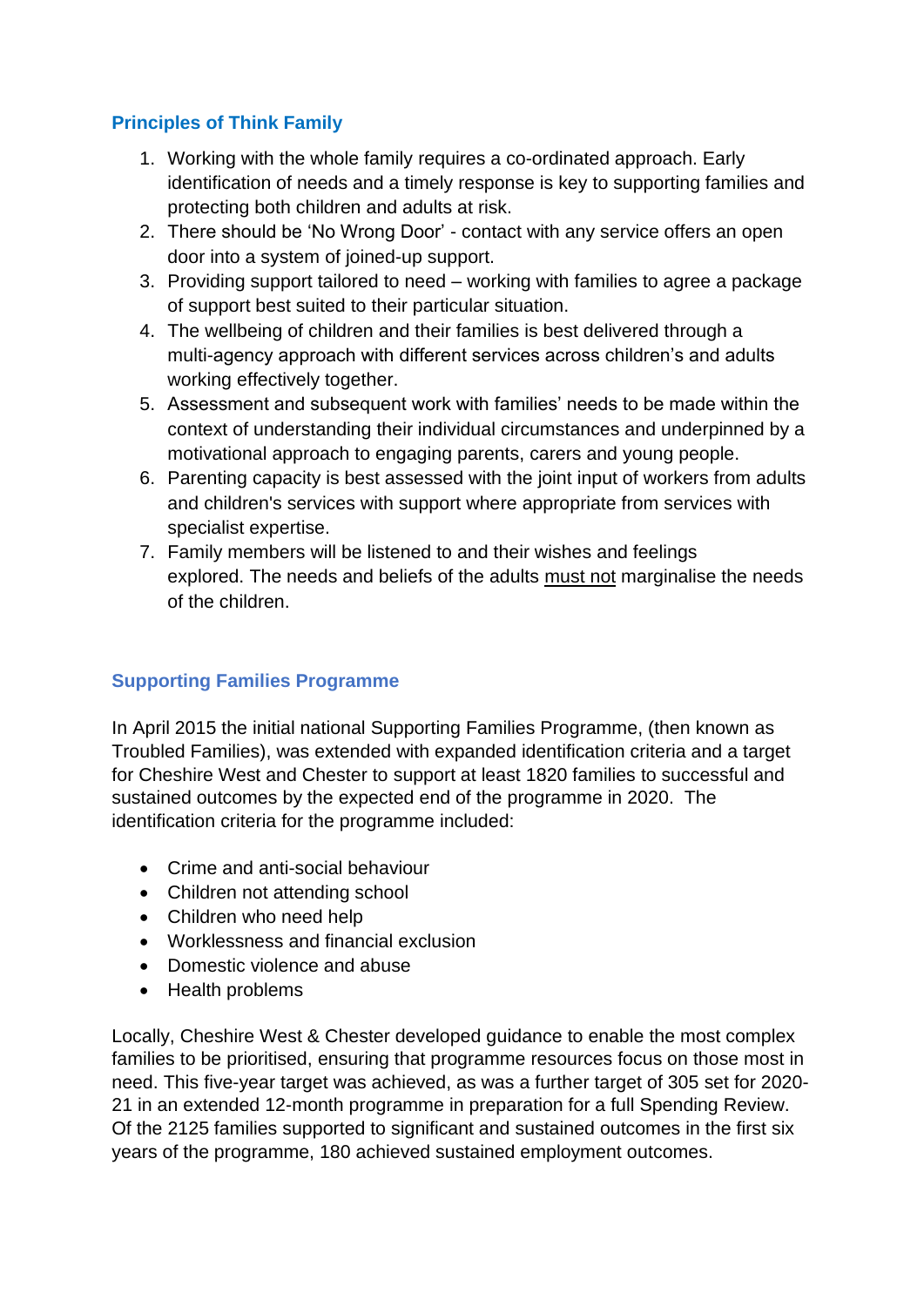## Principles of Think Family

1. Working with the whole family requires a co-ordinated approach. Early identification of needs and a timely response is key to supporting families and protecting both children and adults at risk.
2. There should be 'No Wrong Door' - contact with any service offers an open door into a system of joined-up support.
3. Providing support tailored to need – working with families to agree a package of support best suited to their particular situation.
4. The wellbeing of children and their families is best delivered through a multi-agency approach with different services across children's and adults working effectively together.
5. Assessment and subsequent work with families' needs to be made within the context of understanding their individual circumstances and underpinned by a motivational approach to engaging parents, carers and young people.
6. Parenting capacity is best assessed with the joint input of workers from adults and children's services with support where appropriate from services with specialist expertise.
7. Family members will be listened to and their wishes and feelings explored. The needs and beliefs of the adults <u>must not</u> marginalise the needs of the children.

## Supporting Families Programme

In April 2015 the initial national Supporting Families Programme, (then known as Troubled Families), was extended with expanded identification criteria and a target for Cheshire West and Chester to support at least 1820 families to successful and sustained outcomes by the expected end of the programme in 2020. The identification criteria for the programme included:

- Crime and anti-social behaviour
- Children not attending school
- Children who need help
- Worklessness and financial exclusion
- Domestic violence and abuse
- Health problems

Locally, Cheshire West & Chester developed guidance to enable the most complex families to be prioritised, ensuring that programme resources focus on those most in need. This five-year target was achieved, as was a further target of 305 set for 2020-21 in an extended 12-month programme in preparation for a full Spending Review. Of the 2125 families supported to significant and sustained outcomes in the first six years of the programme, 180 achieved sustained employment outcomes.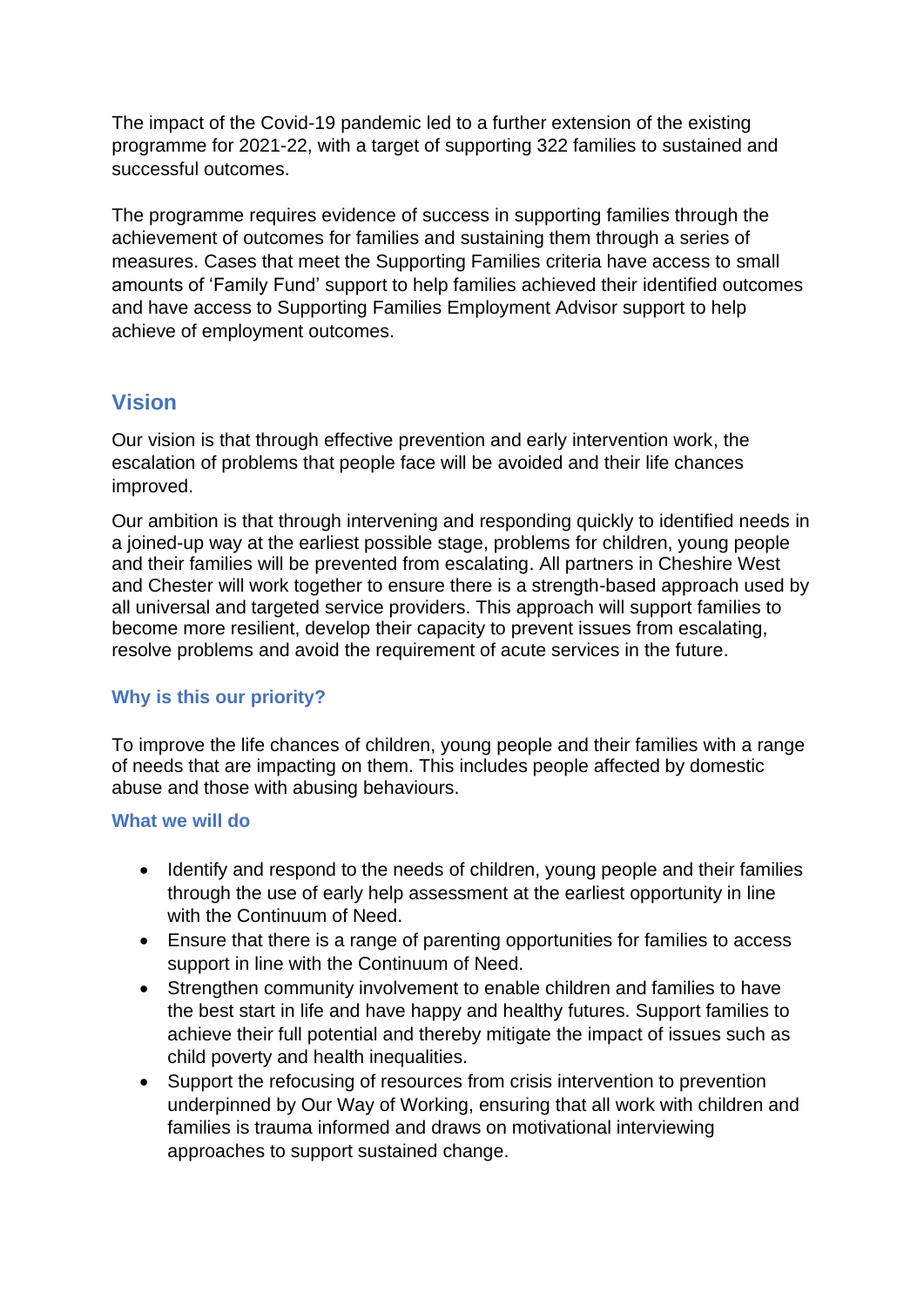The impact of the Covid-19 pandemic led to a further extension of the existing programme for 2021-22, with a target of supporting 322 families to sustained and successful outcomes.

The programme requires evidence of success in supporting families through the achievement of outcomes for families and sustaining them through a series of measures. Cases that meet the Supporting Families criteria have access to small amounts of 'Family Fund' support to help families achieved their identified outcomes and have access to Supporting Families Employment Advisor support to help achieve of employment outcomes.

## Vision

Our vision is that through effective prevention and early intervention work, the escalation of problems that people face will be avoided and their life chances improved.

Our ambition is that through intervening and responding quickly to identified needs in a joined-up way at the earliest possible stage, problems for children, young people and their families will be prevented from escalating. All partners in Cheshire West and Chester will work together to ensure there is a strength-based approach used by all universal and targeted service providers. This approach will support families to become more resilient, develop their capacity to prevent issues from escalating, resolve problems and avoid the requirement of acute services in the future.

### Why is this our priority?

To improve the life chances of children, young people and their families with a range of needs that are impacting on them. This includes people affected by domestic abuse and those with abusing behaviours.

### What we will do

- Identify and respond to the needs of children, young people and their families through the use of early help assessment at the earliest opportunity in line with the Continuum of Need.
- Ensure that there is a range of parenting opportunities for families to access support in line with the Continuum of Need.
- Strengthen community involvement to enable children and families to have the best start in life and have happy and healthy futures. Support families to achieve their full potential and thereby mitigate the impact of issues such as child poverty and health inequalities.
- Support the refocusing of resources from crisis intervention to prevention underpinned by Our Way of Working, ensuring that all work with children and families is trauma informed and draws on motivational interviewing approaches to support sustained change.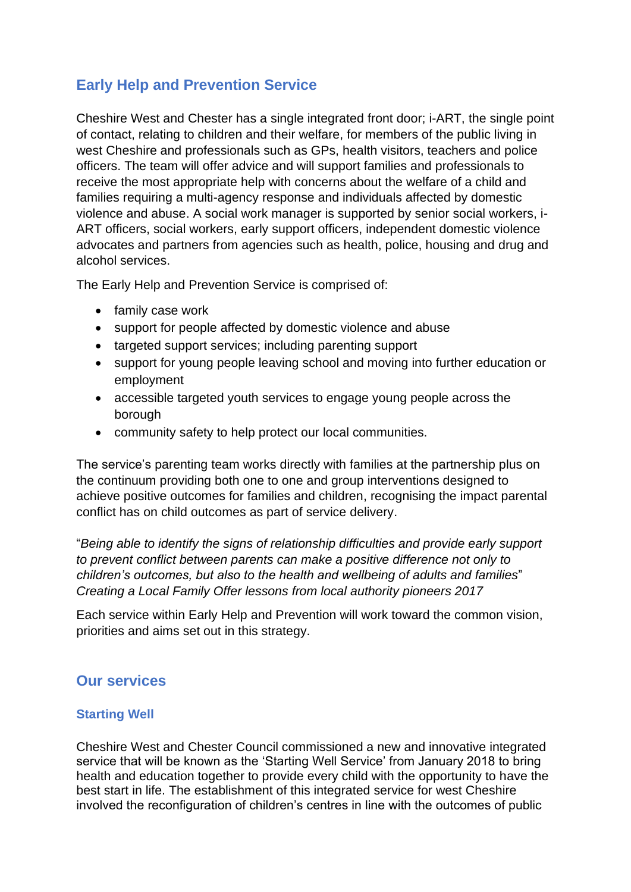## Early Help and Prevention Service

Cheshire West and Chester has a single integrated front door; i-ART, the single point of contact, relating to children and their welfare, for members of the public living in west Cheshire and professionals such as GPs, health visitors, teachers and police officers. The team will offer advice and will support families and professionals to receive the most appropriate help with concerns about the welfare of a child and families requiring a multi-agency response and individuals affected by domestic violence and abuse. A social work manager is supported by senior social workers, i-ART officers, social workers, early support officers, independent domestic violence advocates and partners from agencies such as health, police, housing and drug and alcohol services.

The Early Help and Prevention Service is comprised of:

- family case work
- support for people affected by domestic violence and abuse
- targeted support services; including parenting support
- support for young people leaving school and moving into further education or employment
- accessible targeted youth services to engage young people across the borough
- community safety to help protect our local communities.

The service's parenting team works directly with families at the partnership plus on the continuum providing both one to one and group interventions designed to achieve positive outcomes for families and children, recognising the impact parental conflict has on child outcomes as part of service delivery.

"*Being able to identify the signs of relationship difficulties and provide early support to prevent conflict between parents can make a positive difference not only to children's outcomes, but also to the health and wellbeing of adults and families*" *Creating a Local Family Offer lessons from local authority pioneers 2017*

Each service within Early Help and Prevention will work toward the common vision, priorities and aims set out in this strategy.

## Our services

### Starting Well

Cheshire West and Chester Council commissioned a new and innovative integrated service that will be known as the 'Starting Well Service' from January 2018 to bring health and education together to provide every child with the opportunity to have the best start in life. The establishment of this integrated service for west Cheshire involved the reconfiguration of children's centres in line with the outcomes of public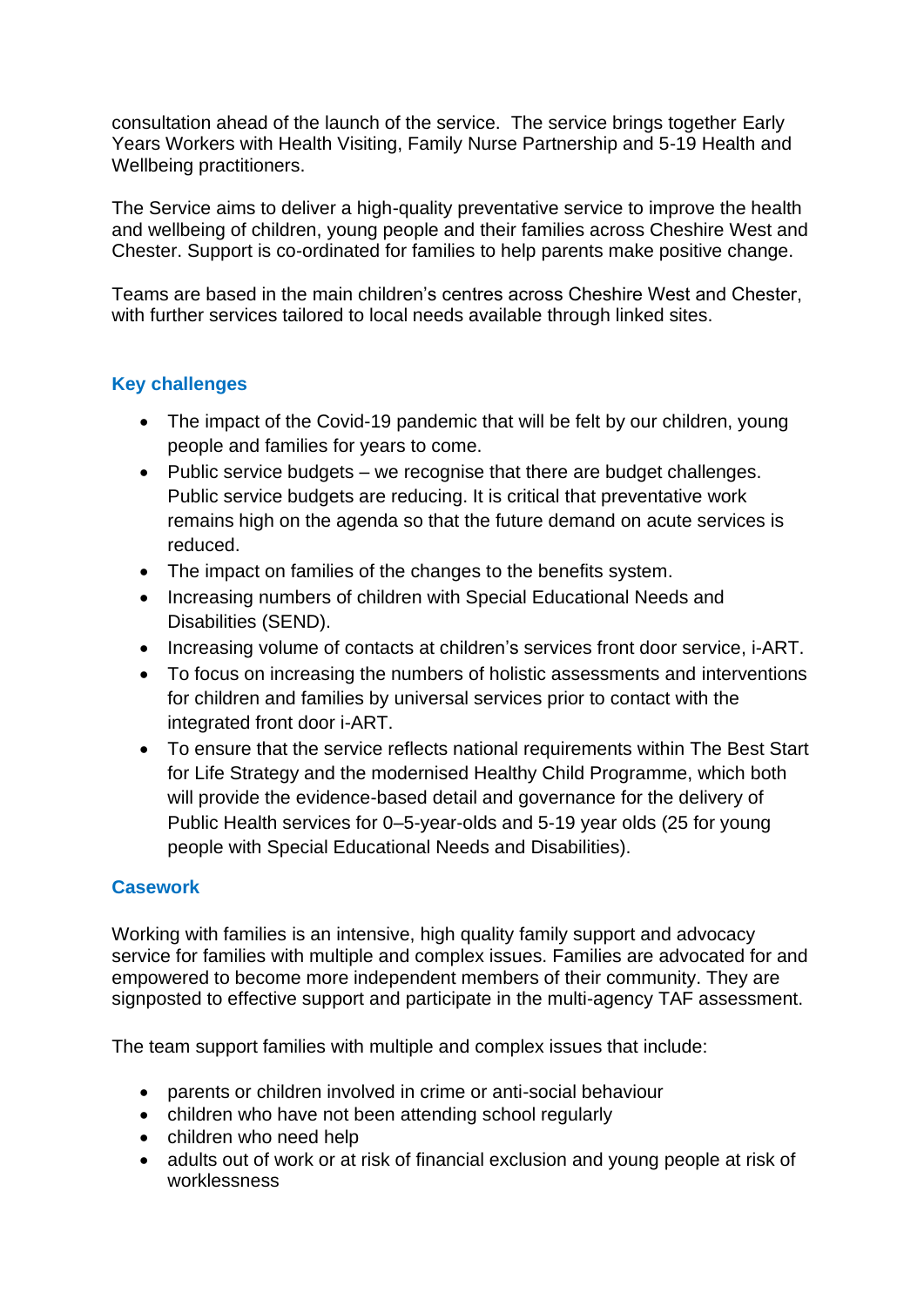consultation ahead of the launch of the service. The service brings together Early Years Workers with Health Visiting, Family Nurse Partnership and 5-19 Health and Wellbeing practitioners.

The Service aims to deliver a high-quality preventative service to improve the health and wellbeing of children, young people and their families across Cheshire West and Chester. Support is co-ordinated for families to help parents make positive change.

Teams are based in the main children's centres across Cheshire West and Chester, with further services tailored to local needs available through linked sites.

## Key challenges

- The impact of the Covid-19 pandemic that will be felt by our children, young people and families for years to come.
- Public service budgets – we recognise that there are budget challenges. Public service budgets are reducing. It is critical that preventative work remains high on the agenda so that the future demand on acute services is reduced.
- The impact on families of the changes to the benefits system.
- Increasing numbers of children with Special Educational Needs and Disabilities (SEND).
- Increasing volume of contacts at children's services front door service, i-ART.
- To focus on increasing the numbers of holistic assessments and interventions for children and families by universal services prior to contact with the integrated front door i-ART.
- To ensure that the service reflects national requirements within The Best Start for Life Strategy and the modernised Healthy Child Programme, which both will provide the evidence-based detail and governance for the delivery of Public Health services for 0–5-year-olds and 5-19 year olds (25 for young people with Special Educational Needs and Disabilities).

## Casework

Working with families is an intensive, high quality family support and advocacy service for families with multiple and complex issues. Families are advocated for and empowered to become more independent members of their community. They are signposted to effective support and participate in the multi-agency TAF assessment.

The team support families with multiple and complex issues that include:

- parents or children involved in crime or anti-social behaviour
- children who have not been attending school regularly
- children who need help
- adults out of work or at risk of financial exclusion and young people at risk of worklessness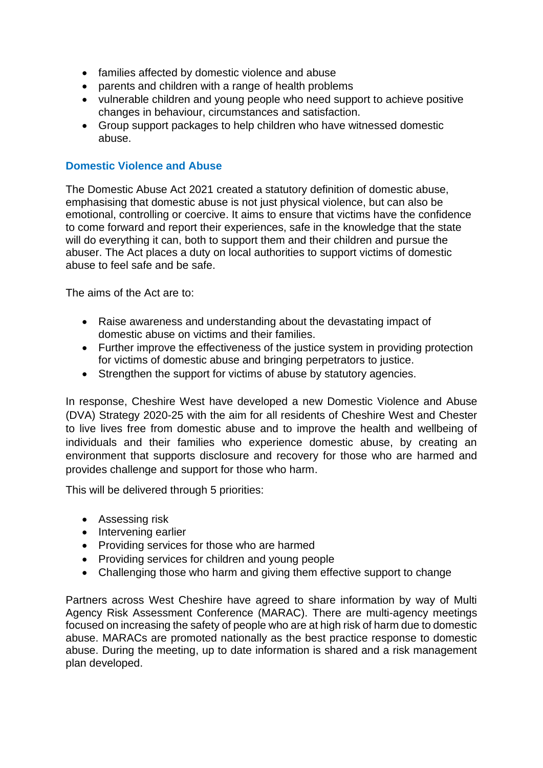- families affected by domestic violence and abuse
- parents and children with a range of health problems
- vulnerable children and young people who need support to achieve positive changes in behaviour, circumstances and satisfaction.
- Group support packages to help children who have witnessed domestic abuse.

## Domestic Violence and Abuse

The Domestic Abuse Act 2021 created a statutory definition of domestic abuse, emphasising that domestic abuse is not just physical violence, but can also be emotional, controlling or coercive. It aims to ensure that victims have the confidence to come forward and report their experiences, safe in the knowledge that the state will do everything it can, both to support them and their children and pursue the abuser. The Act places a duty on local authorities to support victims of domestic abuse to feel safe and be safe.

The aims of the Act are to:

- Raise awareness and understanding about the devastating impact of domestic abuse on victims and their families.
- Further improve the effectiveness of the justice system in providing protection for victims of domestic abuse and bringing perpetrators to justice.
- Strengthen the support for victims of abuse by statutory agencies.

In response, Cheshire West have developed a new Domestic Violence and Abuse (DVA) Strategy 2020-25 with the aim for all residents of Cheshire West and Chester to live lives free from domestic abuse and to improve the health and wellbeing of individuals and their families who experience domestic abuse, by creating an environment that supports disclosure and recovery for those who are harmed and provides challenge and support for those who harm.

This will be delivered through 5 priorities:

- Assessing risk
- Intervening earlier
- Providing services for those who are harmed
- Providing services for children and young people
- Challenging those who harm and giving them effective support to change

Partners across West Cheshire have agreed to share information by way of Multi Agency Risk Assessment Conference (MARAC). There are multi-agency meetings focused on increasing the safety of people who are at high risk of harm due to domestic abuse. MARACs are promoted nationally as the best practice response to domestic abuse. During the meeting, up to date information is shared and a risk management plan developed.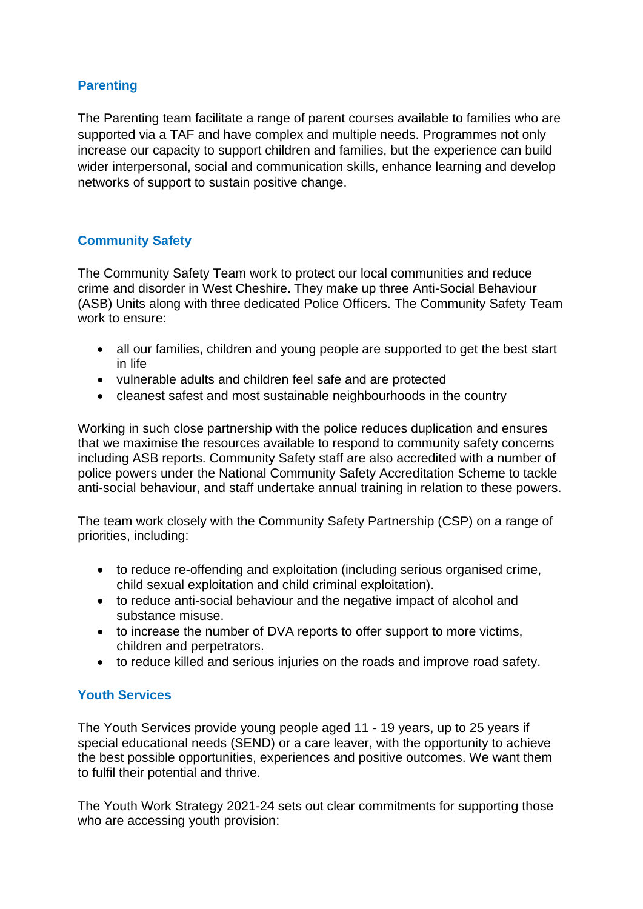## Parenting

The Parenting team facilitate a range of parent courses available to families who are supported via a TAF and have complex and multiple needs. Programmes not only increase our capacity to support children and families, but the experience can build wider interpersonal, social and communication skills, enhance learning and develop networks of support to sustain positive change.

## Community Safety

The Community Safety Team work to protect our local communities and reduce crime and disorder in West Cheshire. They make up three Anti-Social Behaviour (ASB) Units along with three dedicated Police Officers. The Community Safety Team work to ensure:

- all our families, children and young people are supported to get the best start in life
- vulnerable adults and children feel safe and are protected
- cleanest safest and most sustainable neighbourhoods in the country

Working in such close partnership with the police reduces duplication and ensures that we maximise the resources available to respond to community safety concerns including ASB reports. Community Safety staff are also accredited with a number of police powers under the National Community Safety Accreditation Scheme to tackle anti-social behaviour, and staff undertake annual training in relation to these powers.

The team work closely with the Community Safety Partnership (CSP) on a range of priorities, including:

- to reduce re-offending and exploitation (including serious organised crime, child sexual exploitation and child criminal exploitation).
- to reduce anti-social behaviour and the negative impact of alcohol and substance misuse.
- to increase the number of DVA reports to offer support to more victims, children and perpetrators.
- to reduce killed and serious injuries on the roads and improve road safety.

## Youth Services

The Youth Services provide young people aged 11 - 19 years, up to 25 years if special educational needs (SEND) or a care leaver, with the opportunity to achieve the best possible opportunities, experiences and positive outcomes. We want them to fulfil their potential and thrive.

The Youth Work Strategy 2021-24 sets out clear commitments for supporting those who are accessing youth provision: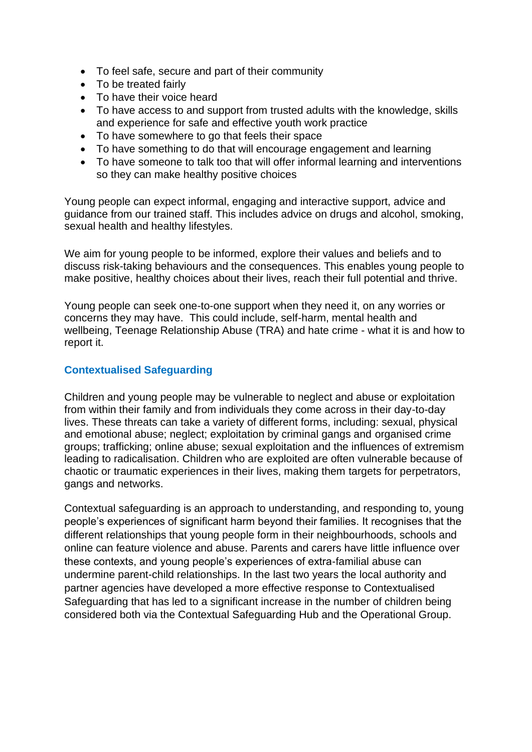- To feel safe, secure and part of their community
- To be treated fairly
- To have their voice heard
- To have access to and support from trusted adults with the knowledge, skills and experience for safe and effective youth work practice
- To have somewhere to go that feels their space
- To have something to do that will encourage engagement and learning
- To have someone to talk too that will offer informal learning and interventions so they can make healthy positive choices

Young people can expect informal, engaging and interactive support, advice and guidance from our trained staff. This includes advice on drugs and alcohol, smoking, sexual health and healthy lifestyles.

We aim for young people to be informed, explore their values and beliefs and to discuss risk-taking behaviours and the consequences. This enables young people to make positive, healthy choices about their lives, reach their full potential and thrive.

Young people can seek one-to-one support when they need it, on any worries or concerns they may have. This could include, self-harm, mental health and wellbeing, Teenage Relationship Abuse (TRA) and hate crime - what it is and how to report it.

### Contextualised Safeguarding

Children and young people may be vulnerable to neglect and abuse or exploitation from within their family and from individuals they come across in their day-to-day lives. These threats can take a variety of different forms, including: sexual, physical and emotional abuse; neglect; exploitation by criminal gangs and organised crime groups; trafficking; online abuse; sexual exploitation and the influences of extremism leading to radicalisation. Children who are exploited are often vulnerable because of chaotic or traumatic experiences in their lives, making them targets for perpetrators, gangs and networks.

Contextual safeguarding is an approach to understanding, and responding to, young people's experiences of significant harm beyond their families. It recognises that the different relationships that young people form in their neighbourhoods, schools and online can feature violence and abuse. Parents and carers have little influence over these contexts, and young people's experiences of extra-familial abuse can undermine parent-child relationships. In the last two years the local authority and partner agencies have developed a more effective response to Contextualised Safeguarding that has led to a significant increase in the number of children being considered both via the Contextual Safeguarding Hub and the Operational Group.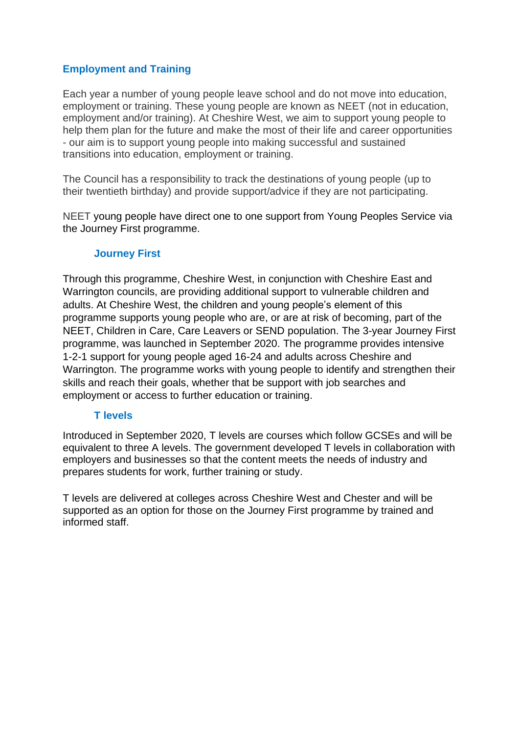## Employment and Training

Each year a number of young people leave school and do not move into education, employment or training. These young people are known as NEET (not in education, employment and/or training). At Cheshire West, we aim to support young people to help them plan for the future and make the most of their life and career opportunities - our aim is to support young people into making successful and sustained transitions into education, employment or training.

The Council has a responsibility to track the destinations of young people (up to their twentieth birthday) and provide support/advice if they are not participating.

NEET young people have direct one to one support from Young Peoples Service via the Journey First programme.

### Journey First

Through this programme, Cheshire West, in conjunction with Cheshire East and Warrington councils, are providing additional support to vulnerable children and adults. At Cheshire West, the children and young people's element of this programme supports young people who are, or are at risk of becoming, part of the NEET, Children in Care, Care Leavers or SEND population. The 3-year Journey First programme, was launched in September 2020. The programme provides intensive 1-2-1 support for young people aged 16-24 and adults across Cheshire and Warrington. The programme works with young people to identify and strengthen their skills and reach their goals, whether that be support with job searches and employment or access to further education or training.

### T levels

Introduced in September 2020, T levels are courses which follow GCSEs and will be equivalent to three A levels. The government developed T levels in collaboration with employers and businesses so that the content meets the needs of industry and prepares students for work, further training or study.

T levels are delivered at colleges across Cheshire West and Chester and will be supported as an option for those on the Journey First programme by trained and informed staff.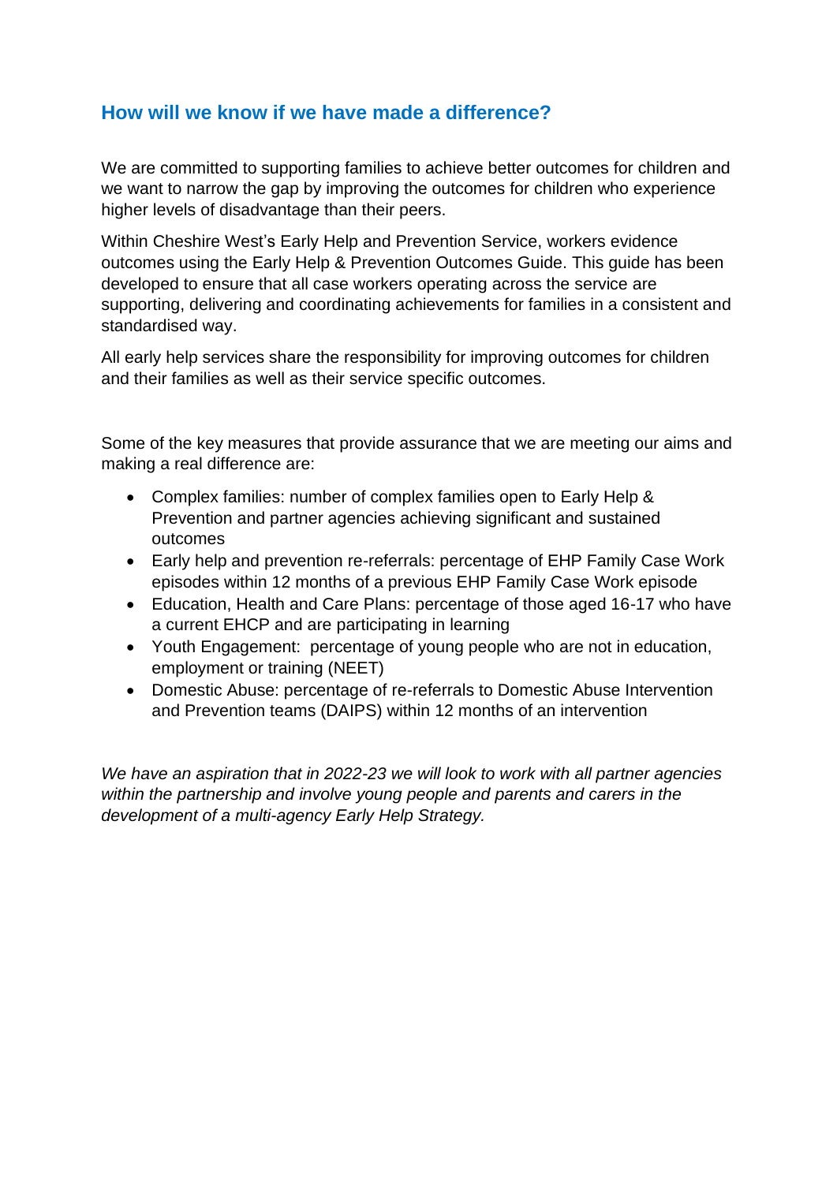## How will we know if we have made a difference?

We are committed to supporting families to achieve better outcomes for children and we want to narrow the gap by improving the outcomes for children who experience higher levels of disadvantage than their peers.

Within Cheshire West's Early Help and Prevention Service, workers evidence outcomes using the Early Help & Prevention Outcomes Guide. This guide has been developed to ensure that all case workers operating across the service are supporting, delivering and coordinating achievements for families in a consistent and standardised way.

All early help services share the responsibility for improving outcomes for children and their families as well as their service specific outcomes.

Some of the key measures that provide assurance that we are meeting our aims and making a real difference are:

- Complex families: number of complex families open to Early Help & Prevention and partner agencies achieving significant and sustained outcomes
- Early help and prevention re-referrals: percentage of EHP Family Case Work episodes within 12 months of a previous EHP Family Case Work episode
- Education, Health and Care Plans: percentage of those aged 16-17 who have a current EHCP and are participating in learning
- Youth Engagement: percentage of young people who are not in education, employment or training (NEET)
- Domestic Abuse: percentage of re-referrals to Domestic Abuse Intervention and Prevention teams (DAIPS) within 12 months of an intervention

*We have an aspiration that in 2022-23 we will look to work with all partner agencies within the partnership and involve young people and parents and carers in the development of a multi-agency Early Help Strategy.*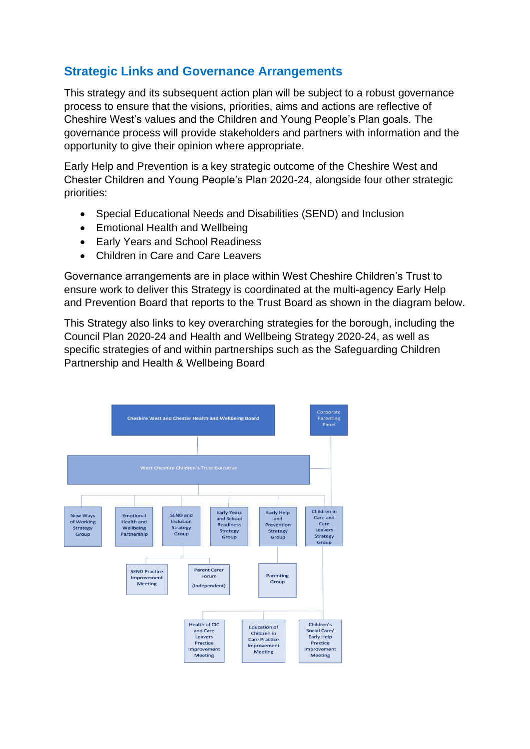## Strategic Links and Governance Arrangements

This strategy and its subsequent action plan will be subject to a robust governance process to ensure that the visions, priorities, aims and actions are reflective of Cheshire West's values and the Children and Young People's Plan goals. The governance process will provide stakeholders and partners with information and the opportunity to give their opinion where appropriate.

Early Help and Prevention is a key strategic outcome of the Cheshire West and Chester Children and Young People's Plan 2020-24, alongside four other strategic priorities:

- Special Educational Needs and Disabilities (SEND) and Inclusion
- Emotional Health and Wellbeing
- Early Years and School Readiness
- Children in Care and Care Leavers

Governance arrangements are in place within West Cheshire Children's Trust to ensure work to deliver this Strategy is coordinated at the multi-agency Early Help and Prevention Board that reports to the Trust Board as shown in the diagram below.

This Strategy also links to key overarching strategies for the borough, including the Council Plan 2020-24 and Health and Wellbeing Strategy 2020-24, as well as specific strategies of and within partnerships such as the Safeguarding Children Partnership and Health & Wellbeing Board

Cheshire West and Chester Health and Wellbeing Board

Corporate Parenting Panel

West Cheshire Children's Trust Executive

New Ways of Working Strategy Group

Emotional Health and Wellbeing Partnership

SEND and Inclusion Strategy Group

Early Years and School Readiness Strategy Group

Early Help and Prevention Strategy Group

Children in Care and Care Leavers Strategy Group

SEND Practice Improvement Meeting

Parent Carer Forum (Independent)

Parenting Group

Health of CiC and Care Leavers Practice Improvement Meeting

Education of Children in Care Practice Improvement Meeting

Children's Social Care/ Early Help Practice Improvement Meeting